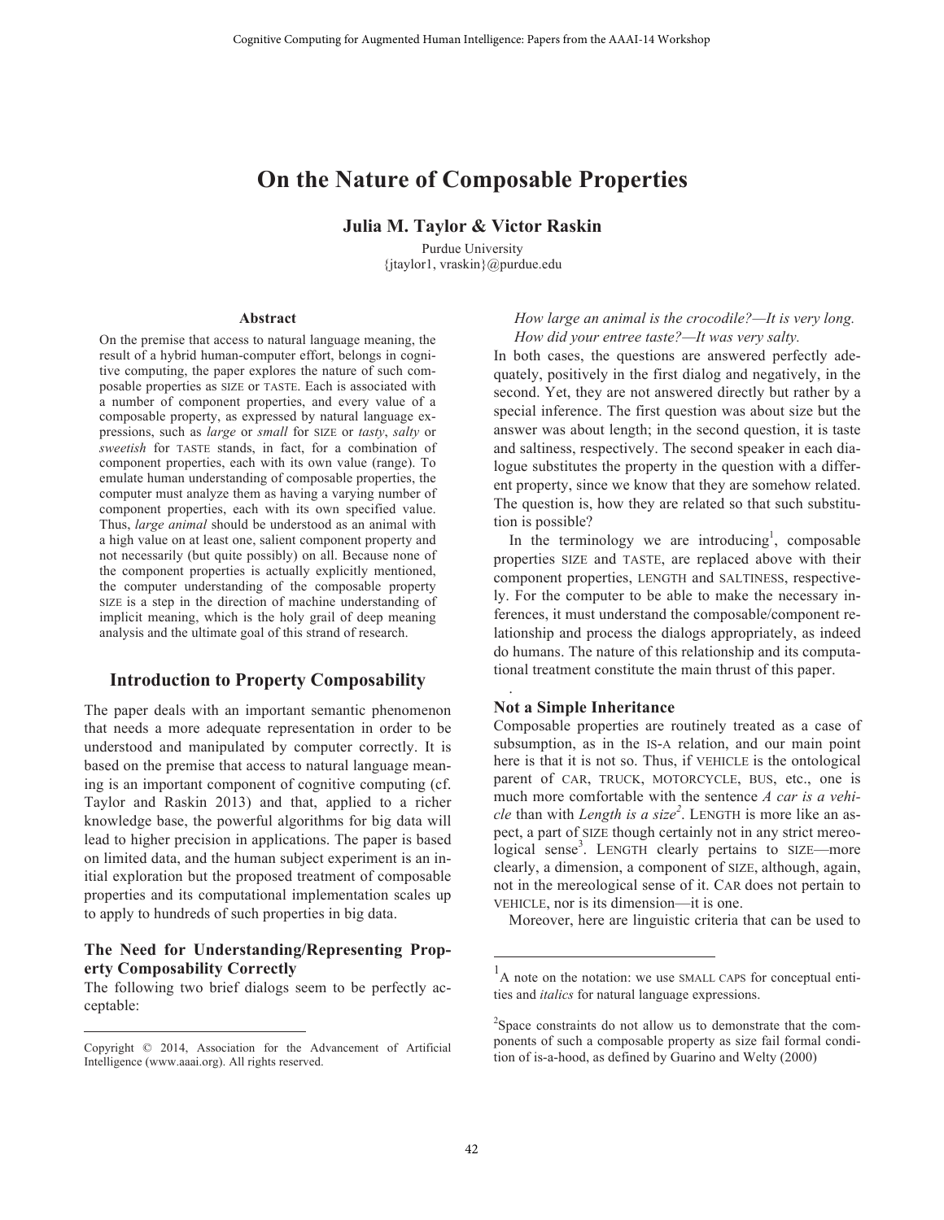# On the Nature of Composable Properties

**Julia M. Taylor & Victor Raskin**

Purdue University
{jtaylor1, vraskin}@purdue.edu

### Abstract

On the premise that access to natural language meaning, the result of a hybrid human-computer effort, belongs in cognitive computing, the paper explores the nature of such composable properties as SIZE or TASTE. Each is associated with a number of component properties, and every value of a composable property, as expressed by natural language expressions, such as *large* or *small* for SIZE or *tasty*, *salty* or *sweetish* for TASTE stands, in fact, for a combination of component properties, each with its own value (range). To emulate human understanding of composable properties, the computer must analyze them as having a varying number of component properties, each with its own specified value. Thus, *large animal* should be understood as an animal with a high value on at least one, salient component property and not necessarily (but quite possibly) on all. Because none of the component properties is actually explicitly mentioned, the computer understanding of the composable property SIZE is a step in the direction of machine understanding of implicit meaning, which is the holy grail of deep meaning analysis and the ultimate goal of this strand of research.

## Introduction to Property Composability

The paper deals with an important semantic phenomenon that needs a more adequate representation in order to be understood and manipulated by computer correctly. It is based on the premise that access to natural language meaning is an important component of cognitive computing (cf. Taylor and Raskin 2013) and that, applied to a richer knowledge base, the powerful algorithms for big data will lead to higher precision in applications. The paper is based on limited data, and the human subject experiment is an initial exploration but the proposed treatment of composable properties and its computational implementation scales up to apply to hundreds of such properties in big data.

### The Need for Understanding/Representing Property Composability Correctly

The following two brief dialogs seem to be perfectly acceptable:

*How large an animal is the crocodile?—It is very long.*
*How did your entree taste?—It was very salty.*

In both cases, the questions are answered perfectly adequately, positively in the first dialog and negatively, in the second. Yet, they are not answered directly but rather by a special inference. The first question was about size but the answer was about length; in the second question, it is taste and saltiness, respectively. The second speaker in each dialogue substitutes the property in the question with a different property, since we know that they are somehow related. The question is, how they are related so that such substitution is possible?

In the terminology we are introducing[1], composable properties SIZE and TASTE, are replaced above with their component properties, LENGTH and SALTINESS, respectively. For the computer to be able to make the necessary inferences, it must understand the composable/component relationship and process the dialogs appropriately, as indeed do humans. The nature of this relationship and its computational treatment constitute the main thrust of this paper.

### Not a Simple Inheritance

Composable properties are routinely treated as a case of subsumption, as in the IS-A relation, and our main point here is that it is not so. Thus, if VEHICLE is the ontological parent of CAR, TRUCK, MOTORCYCLE, BUS, etc., one is much more comfortable with the sentence *A car is a vehicle* than with *Length is a size*[2]. LENGTH is more like an aspect, a part of SIZE though certainly not in any strict mereological sense[3]. LENGTH clearly pertains to SIZE—more clearly, a dimension, a component of SIZE, although, again, not in the mereological sense of it. CAR does not pertain to VEHICLE, nor is its dimension—it is one.

Moreover, here are linguistic criteria that can be used to

---

[1] A note on the notation: we use SMALL CAPS for conceptual entities and *italics* for natural language expressions.

[2] Space constraints do not allow us to demonstrate that the components of such a composable property as size fail formal condition of is-a-hood, as defined by Guarino and Welty (2000)

Copyright © 2014, Association for the Advancement of Artificial Intelligence (www.aaai.org). All rights reserved.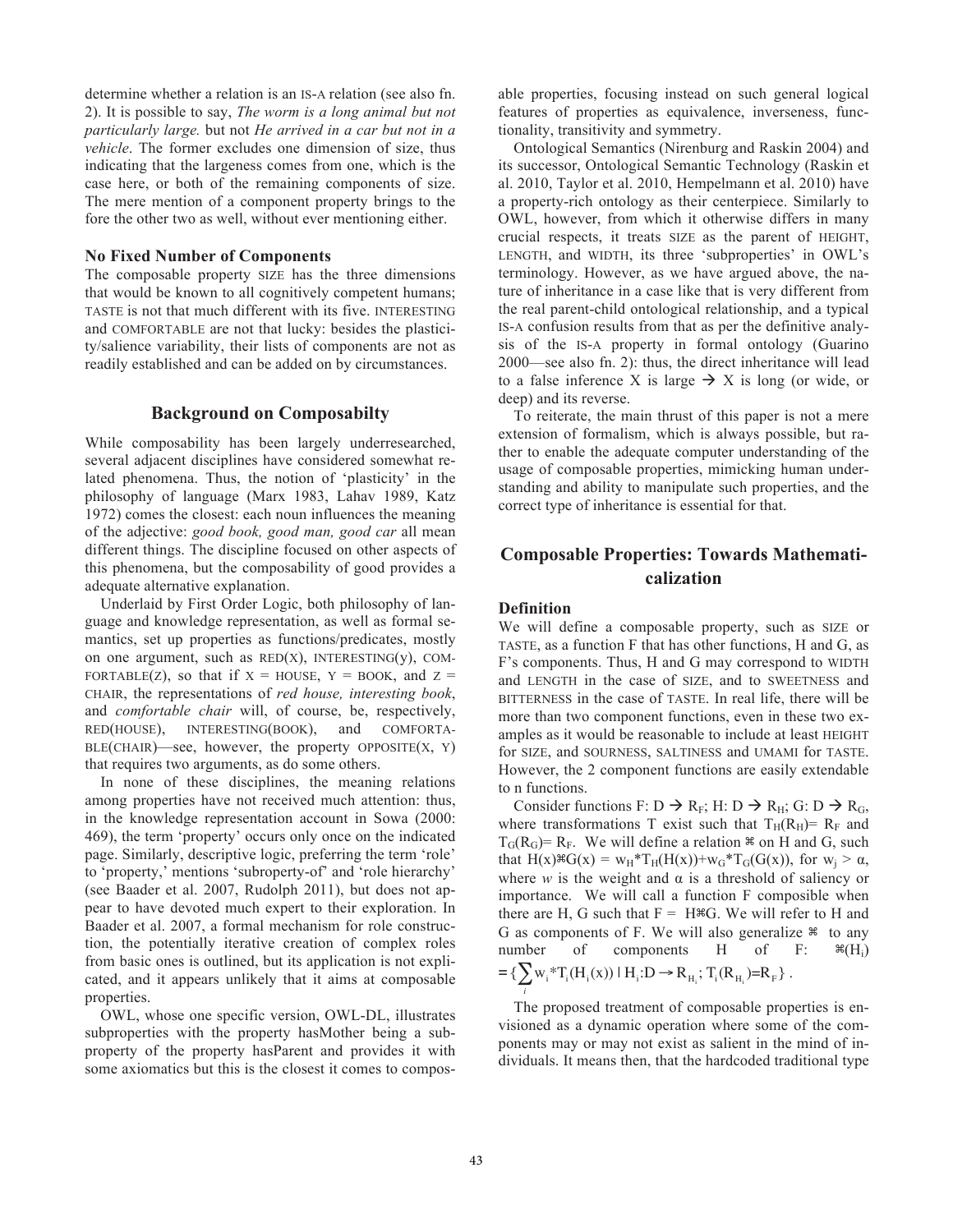determine whether a relation is an IS-A relation (see also fn. 2). It is possible to say, *The worm is a long animal but not particularly large.* but not *He arrived in a car but not in a vehicle*. The former excludes one dimension of size, thus indicating that the largeness comes from one, which is the case here, or both of the remaining components of size. The mere mention of a component property brings to the fore the other two as well, without ever mentioning either.

### No Fixed Number of Components

The composable property SIZE has the three dimensions that would be known to all cognitively competent humans; TASTE is not that much different with its five. INTERESTING and COMFORTABLE are not that lucky: besides the plasticity/salience variability, their lists of components are not as readily established and can be added on by circumstances.

## Background on Composabilty

While composability has been largely underresearched, several adjacent disciplines have considered somewhat related phenomena. Thus, the notion of 'plasticity' in the philosophy of language (Marx 1983, Lahav 1989, Katz 1972) comes the closest: each noun influences the meaning of the adjective: *good book, good man, good car* all mean different things. The discipline focused on other aspects of this phenomena, but the composability of good provides a adequate alternative explanation.

Underlaid by First Order Logic, both philosophy of language and knowledge representation, as well as formal semantics, set up properties as functions/predicates, mostly on one argument, such as RED(X), INTERESTING(Y), COMFORTABLE(Z), so that if X = HOUSE, Y = BOOK, and Z = CHAIR, the representations of *red house, interesting book*, and *comfortable chair* will, of course, be, respectively, RED(HOUSE), INTERESTING(BOOK), and COMFORTABLE(CHAIR)—see, however, the property OPPOSITE(X, Y) that requires two arguments, as do some others.

In none of these disciplines, the meaning relations among properties have not received much attention: thus, in the knowledge representation account in Sowa (2000: 469), the term 'property' occurs only once on the indicated page. Similarly, descriptive logic, preferring the term 'role' to 'property,' mentions 'subroperty-of' and 'role hierarchy' (see Baader et al. 2007, Rudolph 2011), but does not appear to have devoted much expert to their exploration. In Baader et al. 2007, a formal mechanism for role construction, the potentially iterative creation of complex roles from basic ones is outlined, but its application is not explicated, and it appears unlikely that it aims at composable properties.

OWL, whose one specific version, OWL-DL, illustrates subproperties with the property hasMother being a subproperty of the property hasParent and provides it with some axiomatics but this is the closest it comes to composable properties, focusing instead on such general logical features of properties as equivalence, inverseness, functionality, transitivity and symmetry.

Ontological Semantics (Nirenburg and Raskin 2004) and its successor, Ontological Semantic Technology (Raskin et al. 2010, Taylor et al. 2010, Hempelmann et al. 2010) have a property-rich ontology as their centerpiece. Similarly to OWL, however, from which it otherwise differs in many crucial respects, it treats SIZE as the parent of HEIGHT, LENGTH, and WIDTH, its three 'subproperties' in OWL's terminology. However, as we have argued above, the nature of inheritance in a case like that is very different from the real parent-child ontological relationship, and a typical IS-A confusion results from that as per the definitive analysis of the IS-A property in formal ontology (Guarino 2000—see also fn. 2): thus, the direct inheritance will lead to a false inference X is large → X is long (or wide, or deep) and its reverse.

To reiterate, the main thrust of this paper is not a mere extension of formalism, which is always possible, but rather to enable the adequate computer understanding of the usage of composable properties, mimicking human understanding and ability to manipulate such properties, and the correct type of inheritance is essential for that.

## Composable Properties: Towards Mathematicalization

### Definition

We will define a composable property, such as SIZE or TASTE, as a function F that has other functions, H and G, as F's components. Thus, H and G may correspond to WIDTH and LENGTH in the case of SIZE, and to SWEETNESS and BITTERNESS in the case of TASTE. In real life, there will be more than two component functions, even in these two examples as it would be reasonable to include at least HEIGHT for SIZE, and SOURNESS, SALTINESS and UMAMI for TASTE. However, the 2 component functions are easily extendable to n functions.

Consider functions $F: D \rightarrow R_F$; $H: D \rightarrow R_H$; $G: D \rightarrow R_G$, where transformations T exist such that $T_H(R_H) = R_F$ and $T_G(R_G) = R_F$. We will define a relation ⌘ on H and G, such that $H(x)⌘G(x) = w_H{*}T_H(H(x)) + w_G{*}T_G(G(x))$, for $w_j > \alpha$, where $w$ is the weight and $\alpha$ is a threshold of saliency or importance. We will call a function F composible when there are H, G such that F = H⌘G. We will refer to H and G as components of F. We will also generalize ⌘ to any number of components H of F: ⌘$(H_i)$ $= \{\sum_i w_i{*}T_i(H_i(x)) \mid H_i{:}D \rightarrow R_{H_i};\, T_i(R_{H_i}) = R_F\}$.

The proposed treatment of composable properties is envisioned as a dynamic operation where some of the components may or may not exist as salient in the mind of individuals. It means then, that the hardcoded traditional type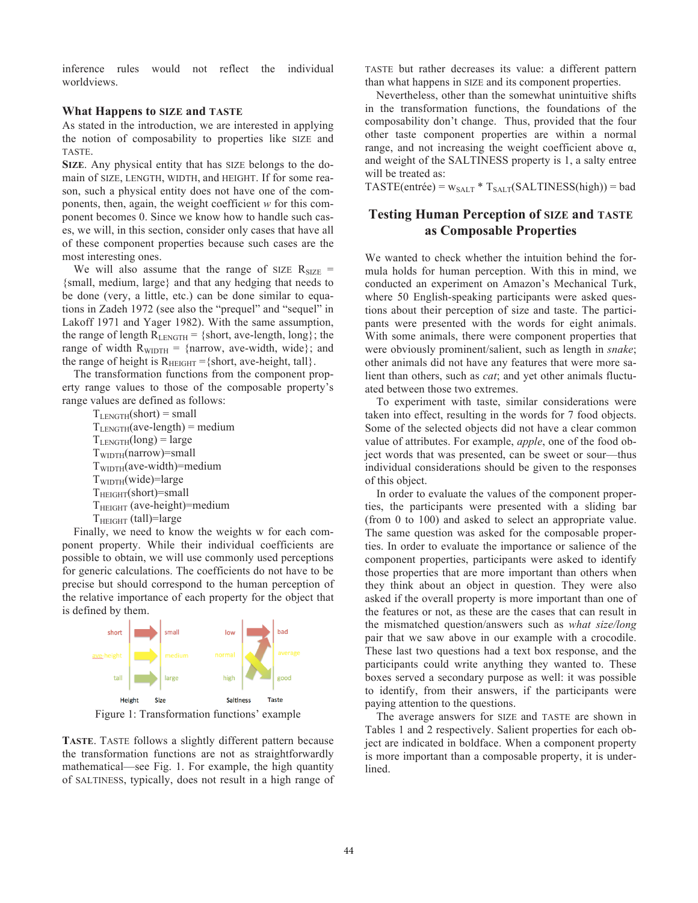inference rules would not reflect the individual worldviews.

### What Happens to SIZE and TASTE

As stated in the introduction, we are interested in applying the notion of composability to properties like SIZE and TASTE.

**SIZE**. Any physical entity that has SIZE belongs to the domain of SIZE, LENGTH, WIDTH, and HEIGHT. If for some reason, such a physical entity does not have one of the components, then, again, the weight coefficient *w* for this component becomes 0. Since we know how to handle such cases, we will, in this section, consider only cases that have all of these component properties because such cases are the most interesting ones.

We will also assume that the range of SIZE $R_{SIZE}$ = {small, medium, large} and that any hedging that needs to be done (very, a little, etc.) can be done similar to equations in Zadeh 1972 (see also the "prequel" and "sequel" in Lakoff 1971 and Yager 1982). With the same assumption, the range of length $R_{LENGTH}$ = {short, ave-length, long}; the range of width $R_{WIDTH}$ = {narrow, ave-width, wide}; and the range of height is $R_{HEIGHT}$ ={short, ave-height, tall}.

The transformation functions from the component property range values to those of the composable property's range values are defined as follows:

$T_{LENGTH}$(short) = small
$T_{LENGTH}$(ave-length) = medium
$T_{LENGTH}$(long) = large
$T_{WIDTH}$(narrow)=small
$T_{WIDTH}$(ave-width)=medium
$T_{WIDTH}$(wide)=large
$T_{HEIGHT}$(short)=small
$T_{HEIGHT}$ (ave-height)=medium
$T_{HEIGHT}$ (tall)=large

Finally, we need to know the weights w for each component property. While their individual coefficients are possible to obtain, we will use commonly used perceptions for generic calculations. The coefficients do not have to be precise but should correspond to the human perception of the relative importance of each property for the object that is defined by them.

short small low bad
ave-height medium normal average
tall large high good
Height Size Saltiness Taste

Figure 1: Transformation functions' example

**TASTE**. TASTE follows a slightly different pattern because the transformation functions are not as straightforwardly mathematical—see Fig. 1. For example, the high quantity of SALTINESS, typically, does not result in a high range of TASTE but rather decreases its value: a different pattern than what happens in SIZE and its component properties.

Nevertheless, other than the somewhat unintuitive shifts in the transformation functions, the foundations of the composability don't change. Thus, provided that the four other taste component properties are within a normal range, and not increasing the weight coefficient above α, and weight of the SALTINESS property is 1, a salty entree will be treated as:

TASTE(entrée) = $w_{SALT}$ * $T_{SALT}$(SALTINESS(high)) = bad

## Testing Human Perception of SIZE and TASTE as Composable Properties

We wanted to check whether the intuition behind the formula holds for human perception. With this in mind, we conducted an experiment on Amazon's Mechanical Turk, where 50 English-speaking participants were asked questions about their perception of size and taste. The participants were presented with the words for eight animals. With some animals, there were component properties that were obviously prominent/salient, such as length in *snake*; other animals did not have any features that were more salient than others, such as *cat*; and yet other animals fluctuated between those two extremes.

To experiment with taste, similar considerations were taken into effect, resulting in the words for 7 food objects. Some of the selected objects did not have a clear common value of attributes. For example, *apple*, one of the food object words that was presented, can be sweet or sour—thus individual considerations should be given to the responses of this object.

In order to evaluate the values of the component properties, the participants were presented with a sliding bar (from 0 to 100) and asked to select an appropriate value. The same question was asked for the composable properties. In order to evaluate the importance or salience of the component properties, participants were asked to identify those properties that are more important than others when they think about an object in question. They were also asked if the overall property is more important than one of the features or not, as these are the cases that can result in the mismatched question/answers such as *what size/long* pair that we saw above in our example with a crocodile. These last two questions had a text box response, and the participants could write anything they wanted to. These boxes served a secondary purpose as well: it was possible to identify, from their answers, if the participants were paying attention to the questions.

The average answers for SIZE and TASTE are shown in Tables 1 and 2 respectively. Salient properties for each object are indicated in boldface. When a component property is more important than a composable property, it is underlined.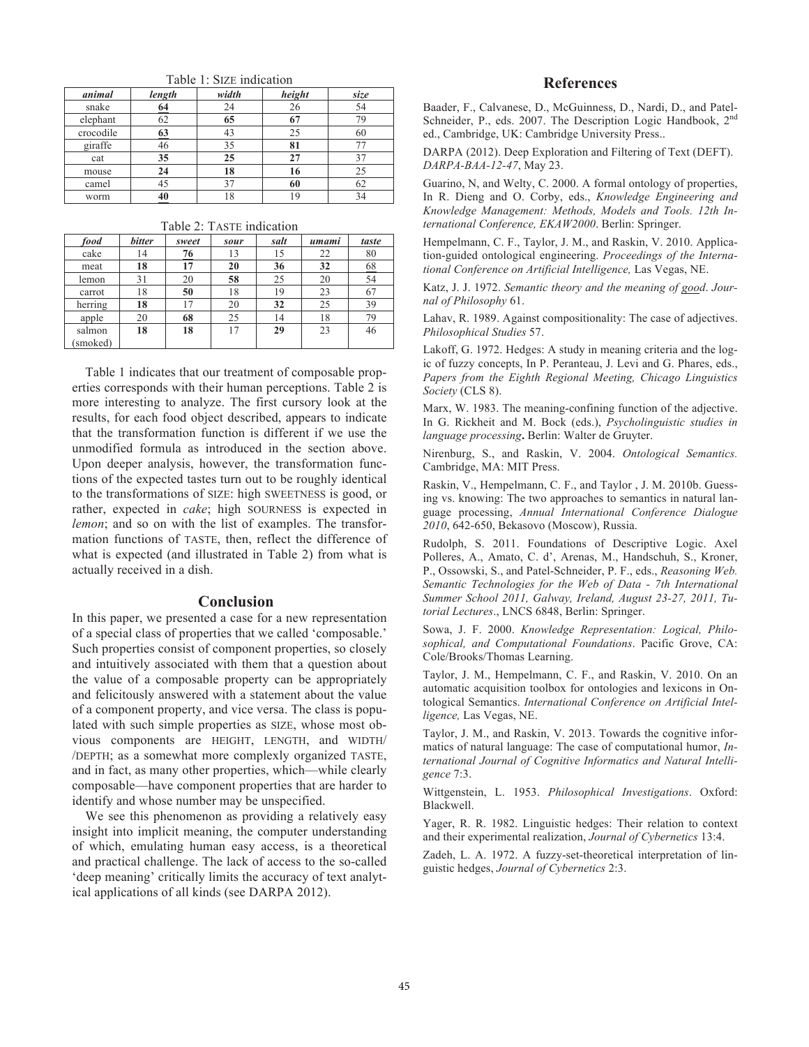Table 1: SIZE indication

| *animal* | *length* | *width* | *height* | *size* |
|---|---|---|---|---|
| snake | **64** | 24 | 26 | 54 |
| elephant | 62 | **65** | **67** | 79 |
| crocodile | **63** | 43 | 25 | 60 |
| giraffe | 46 | 35 | **81** | 77 |
| cat | **35** | **25** | **27** | 37 |
| mouse | **24** | **18** | **16** | 25 |
| camel | 45 | 37 | **60** | 62 |
| worm | **40** | 18 | 19 | 34 |

Table 2: TASTE indication

| *food* | *bitter* | *sweet* | *sour* | *salt* | *umami* | *taste* |
|---|---|---|---|---|---|---|
| cake | 14 | **76** | 13 | 15 | 22 | 80 |
| meat | **18** | **17** | **20** | **36** | **32** | 68 |
| lemon | 31 | 20 | **58** | 25 | 20 | 54 |
| carrot | 18 | **50** | 18 | 19 | 23 | 67 |
| herring | **18** | 17 | 20 | **32** | 25 | 39 |
| apple | 20 | **68** | 25 | 14 | 18 | 79 |
| salmon (smoked) | **18** | **18** | 17 | **29** | 23 | 46 |

Table 1 indicates that our treatment of composable properties corresponds with their human perceptions. Table 2 is more interesting to analyze. The first cursory look at the results, for each food object described, appears to indicate that the transformation function is different if we use the unmodified formula as introduced in the section above. Upon deeper analysis, however, the transformation functions of the expected tastes turn out to be roughly identical to the transformations of SIZE: high SWEETNESS is good, or rather, expected in *cake*; high SOURNESS is expected in *lemon*; and so on with the list of examples. The transformation functions of TASTE, then, reflect the difference of what is expected (and illustrated in Table 2) from what is actually received in a dish.

## Conclusion

In this paper, we presented a case for a new representation of a special class of properties that we called 'composable.' Such properties consist of component properties, so closely and intuitively associated with them that a question about the value of a composable property can be appropriately and felicitously answered with a statement about the value of a component property, and vice versa. The class is populated with such simple properties as SIZE, whose most obvious components are HEIGHT, LENGTH, and WIDTH/ /DEPTH; as a somewhat more complexly organized TASTE, and in fact, as many other properties, which—while clearly composable—have component properties that are harder to identify and whose number may be unspecified.

We see this phenomenon as providing a relatively easy insight into implicit meaning, the computer understanding of which, emulating human easy access, is a theoretical and practical challenge. The lack of access to the so-called 'deep meaning' critically limits the accuracy of text analytical applications of all kinds (see DARPA 2012).

## References

Baader, F., Calvanese, D., McGuinness, D., Nardi, D., and Patel-Schneider, P., eds. 2007. The Description Logic Handbook, 2nd ed., Cambridge, UK: Cambridge University Press..

DARPA (2012). Deep Exploration and Filtering of Text (DEFT). *DARPA-BAA-12-47*, May 23.

Guarino, N, and Welty, C. 2000. A formal ontology of properties, In R. Dieng and O. Corby, eds., *Knowledge Engineering and Knowledge Management: Methods, Models and Tools. 12th International Conference, EKAW2000*. Berlin: Springer.

Hempelmann, C. F., Taylor, J. M., and Raskin, V. 2010. Application-guided ontological engineering. *Proceedings of the International Conference on Artificial Intelligence,* Las Vegas, NE.

Katz, J. J. 1972. *Semantic theory and the meaning of good*. *Journal of Philosophy* 61.

Lahav, R. 1989. Against compositionality: The case of adjectives. *Philosophical Studies* 57.

Lakoff, G. 1972. Hedges: A study in meaning criteria and the logic of fuzzy concepts, In P. Peranteau, J. Levi and G. Phares, eds., *Papers from the Eighth Regional Meeting, Chicago Linguistics Society* (CLS 8).

Marx, W. 1983. The meaning-confining function of the adjective. In G. Rickheit and M. Bock (eds.), *Psycholinguistic studies in language processing*. Berlin: Walter de Gruyter.

Nirenburg, S., and Raskin, V. 2004. *Ontological Semantics.* Cambridge, MA: MIT Press.

Raskin, V., Hempelmann, C. F., and Taylor , J. M. 2010b. Guessing vs. knowing: The two approaches to semantics in natural language processing, *Annual International Conference Dialogue 2010*, 642-650, Bekasovo (Moscow), Russia.

Rudolph, S. 2011. Foundations of Descriptive Logic. Axel Polleres, A., Amato, C. d', Arenas, M., Handschuh, S., Kroner, P., Ossowski, S., and Patel-Schneider, P. F., eds., *Reasoning Web. Semantic Technologies for the Web of Data - 7th International Summer School 2011, Galway, Ireland, August 23-27, 2011, Tutorial Lectures*., LNCS 6848, Berlin: Springer.

Sowa, J. F. 2000. *Knowledge Representation: Logical, Philosophical, and Computational Foundations*. Pacific Grove, CA: Cole/Brooks/Thomas Learning.

Taylor, J. M., Hempelmann, C. F., and Raskin, V. 2010. On an automatic acquisition toolbox for ontologies and lexicons in Ontological Semantics. *International Conference on Artificial Intelligence,* Las Vegas, NE.

Taylor, J. M., and Raskin, V. 2013. Towards the cognitive informatics of natural language: The case of computational humor, *International Journal of Cognitive Informatics and Natural Intelligence* 7:3.

Wittgenstein, L. 1953. *Philosophical Investigations*. Oxford: Blackwell.

Yager, R. R. 1982. Linguistic hedges: Their relation to context and their experimental realization, *Journal of Cybernetics* 13:4.

Zadeh, L. A. 1972. A fuzzy-set-theoretical interpretation of linguistic hedges, *Journal of Cybernetics* 2:3.